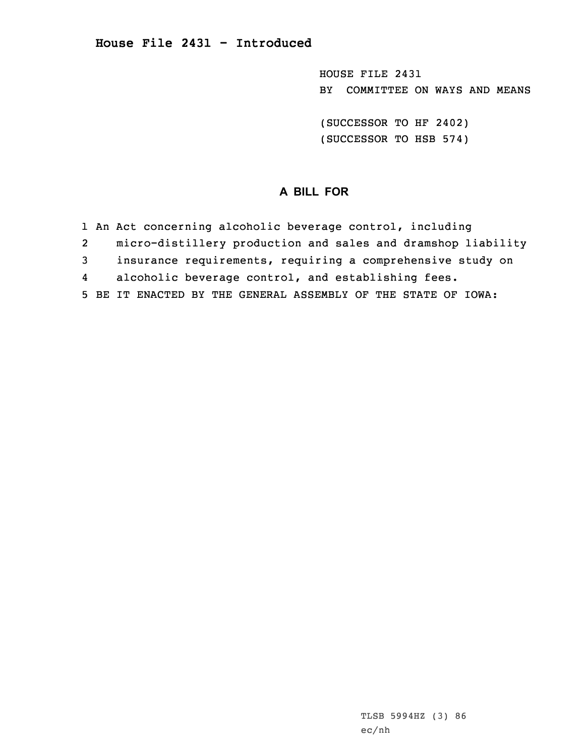# House File 2431 - Introduced

HOUSE FILE 2431
BY COMMITTEE ON WAYS AND MEANS

(SUCCESSOR TO HF 2402)
(SUCCESSOR TO HSB 574)

## A BILL FOR

1 An Act concerning alcoholic beverage control, including
2 micro-distillery production and sales and dramshop liability
3 insurance requirements, requiring a comprehensive study on
4 alcoholic beverage control, and establishing fees.
5 BE IT ENACTED BY THE GENERAL ASSEMBLY OF THE STATE OF IOWA:

TLSB 5994HZ (3) 86
ec/nh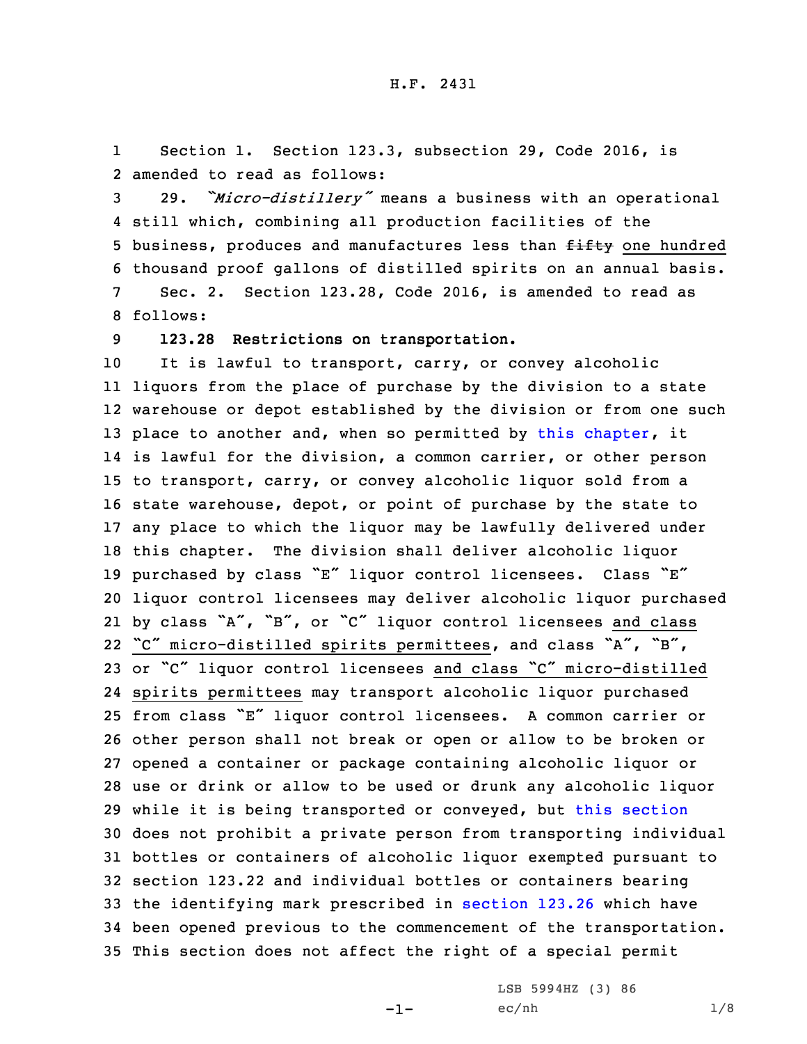H.F. 2431

Section 1. Section 123.3, subsection 29, Code 2016, is amended to read as follows:

29. *"Micro-distillery"* means a business with an operational still which, combining all production facilities of the business, produces and manufactures less than ~~fifty~~ one hundred thousand proof gallons of distilled spirits on an annual basis.

Sec. 2. Section 123.28, Code 2016, is amended to read as follows:

**123.28 Restrictions on transportation.**

It is lawful to transport, carry, or convey alcoholic liquors from the place of purchase by the division to a state warehouse or depot established by the division or from one such place to another and, when so permitted by this chapter, it is lawful for the division, a common carrier, or other person to transport, carry, or convey alcoholic liquor sold from a state warehouse, depot, or point of purchase by the state to any place to which the liquor may be lawfully delivered under this chapter. The division shall deliver alcoholic liquor purchased by class "E" liquor control licensees. Class "E" liquor control licensees may deliver alcoholic liquor purchased by class "A", "B", or "C" liquor control licensees and class "C" micro-distilled spirits permittees, and class "A", "B", or "C" liquor control licensees and class "C" micro-distilled spirits permittees may transport alcoholic liquor purchased from class "E" liquor control licensees. A common carrier or other person shall not break or open or allow to be broken or opened a container or package containing alcoholic liquor or use or drink or allow to be used or drunk any alcoholic liquor while it is being transported or conveyed, but this section does not prohibit a private person from transporting individual bottles or containers of alcoholic liquor exempted pursuant to section 123.22 and individual bottles or containers bearing the identifying mark prescribed in section 123.26 which have been opened previous to the commencement of the transportation. This section does not affect the right of a special permit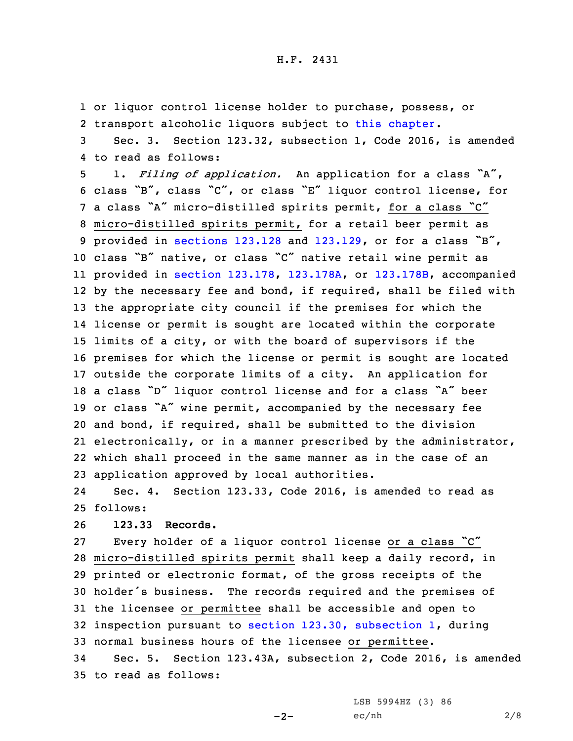or liquor control license holder to purchase, possess, or transport alcoholic liquors subject to this chapter.

Sec. 3. Section 123.32, subsection 1, Code 2016, is amended to read as follows:

1. *Filing of application.* An application for a class "A", class "B", class "C", or class "E" liquor control license, for a class "A" micro-distilled spirits permit, for a class "C" micro-distilled spirits permit, for a retail beer permit as provided in sections 123.128 and 123.129, or for a class "B", class "B" native, or class "C" native retail wine permit as provided in section 123.178, 123.178A, or 123.178B, accompanied by the necessary fee and bond, if required, shall be filed with the appropriate city council if the premises for which the license or permit is sought are located within the corporate limits of a city, or with the board of supervisors if the premises for which the license or permit is sought are located outside the corporate limits of a city. An application for a class "D" liquor control license and for a class "A" beer or class "A" wine permit, accompanied by the necessary fee and bond, if required, shall be submitted to the division electronically, or in a manner prescribed by the administrator, which shall proceed in the same manner as in the case of an application approved by local authorities.

Sec. 4. Section 123.33, Code 2016, is amended to read as follows:

**123.33 Records.**

Every holder of a liquor control license or a class "C" micro-distilled spirits permit shall keep a daily record, in printed or electronic format, of the gross receipts of the holder's business. The records required and the premises of the licensee or permittee shall be accessible and open to inspection pursuant to section 123.30, subsection 1, during normal business hours of the licensee or permittee.

Sec. 5. Section 123.43A, subsection 2, Code 2016, is amended to read as follows: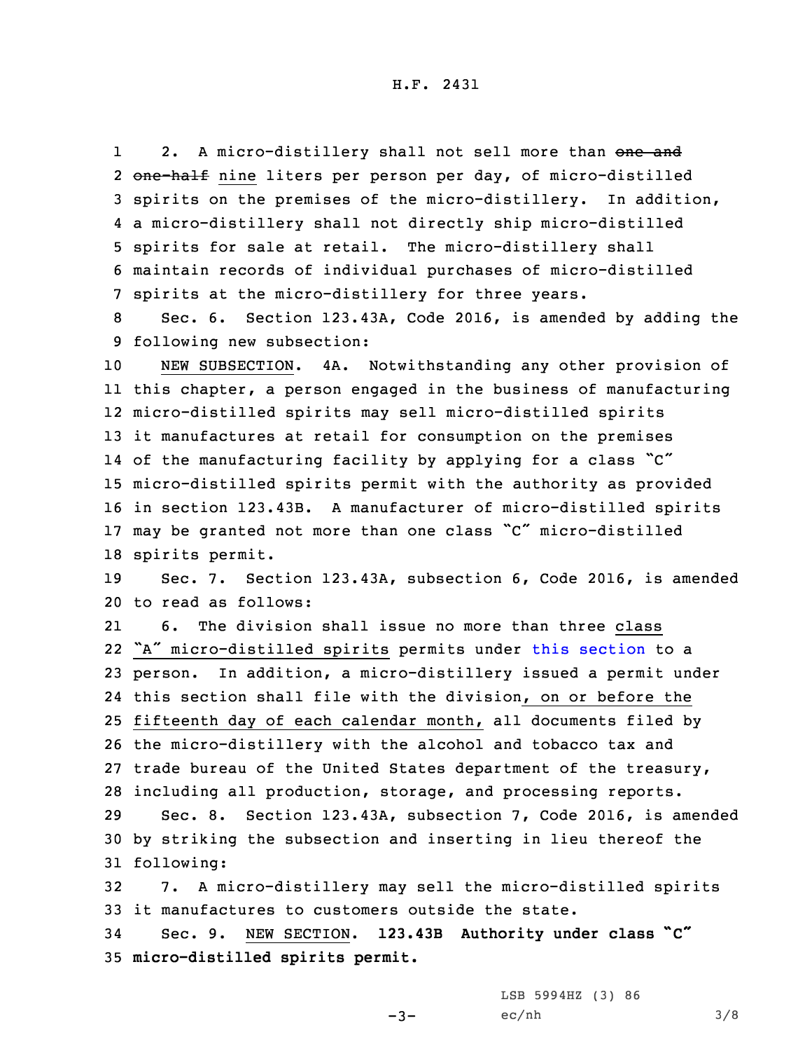2. A micro-distillery shall not sell more than ~~one and one-half~~ nine liters per person per day, of micro-distilled spirits on the premises of the micro-distillery. In addition, a micro-distillery shall not directly ship micro-distilled spirits for sale at retail. The micro-distillery shall maintain records of individual purchases of micro-distilled spirits at the micro-distillery for three years.

Sec. 6. Section 123.43A, Code 2016, is amended by adding the following new subsection:

NEW SUBSECTION. 4A. Notwithstanding any other provision of this chapter, a person engaged in the business of manufacturing micro-distilled spirits may sell micro-distilled spirits it manufactures at retail for consumption on the premises of the manufacturing facility by applying for a class "C" micro-distilled spirits permit with the authority as provided in section 123.43B. A manufacturer of micro-distilled spirits may be granted not more than one class "C" micro-distilled spirits permit.

Sec. 7. Section 123.43A, subsection 6, Code 2016, is amended to read as follows:

6. The division shall issue no more than three class "A" micro-distilled spirits permits under this section to a person. In addition, a micro-distillery issued a permit under this section shall file with the division, on or before the fifteenth day of each calendar month, all documents filed by the micro-distillery with the alcohol and tobacco tax and trade bureau of the United States department of the treasury, including all production, storage, and processing reports.

Sec. 8. Section 123.43A, subsection 7, Code 2016, is amended by striking the subsection and inserting in lieu thereof the following:

7. A micro-distillery may sell the micro-distilled spirits it manufactures to customers outside the state.

Sec. 9. NEW SECTION. **123.43B Authority under class "C" micro-distilled spirits permit.**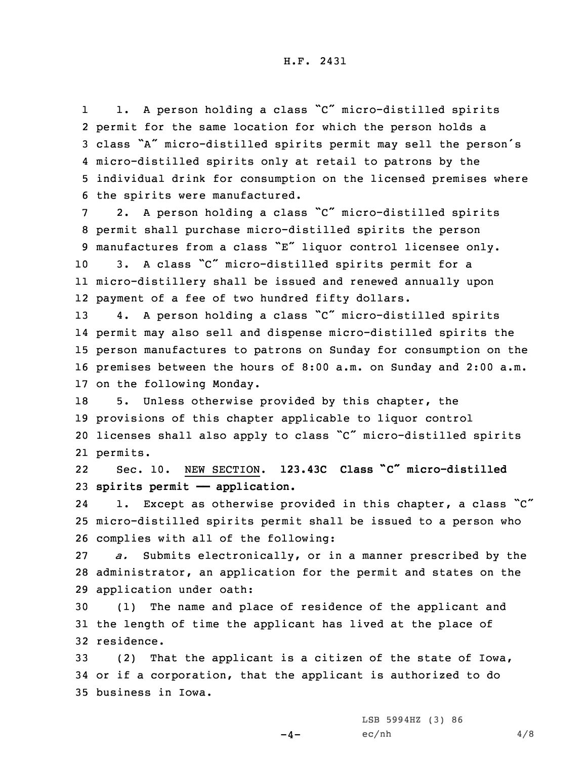1. A person holding a class "C" micro-distilled spirits permit for the same location for which the person holds a class "A" micro-distilled spirits permit may sell the person's micro-distilled spirits only at retail to patrons by the individual drink for consumption on the licensed premises where the spirits were manufactured.

2. A person holding a class "C" micro-distilled spirits permit shall purchase micro-distilled spirits the person manufactures from a class "E" liquor control licensee only.

3. A class "C" micro-distilled spirits permit for a micro-distillery shall be issued and renewed annually upon payment of a fee of two hundred fifty dollars.

4. A person holding a class "C" micro-distilled spirits permit may also sell and dispense micro-distilled spirits the person manufactures to patrons on Sunday for consumption on the premises between the hours of 8:00 a.m. on Sunday and 2:00 a.m. on the following Monday.

5. Unless otherwise provided by this chapter, the provisions of this chapter applicable to liquor control licenses shall also apply to class "C" micro-distilled spirits permits.

Sec. 10. NEW SECTION. **123.43C Class "C" micro-distilled spirits permit —— application.**

1. Except as otherwise provided in this chapter, a class "C" micro-distilled spirits permit shall be issued to a person who complies with all of the following:

*a.* Submits electronically, or in a manner prescribed by the administrator, an application for the permit and states on the application under oath:

(1) The name and place of residence of the applicant and the length of time the applicant has lived at the place of residence.

(2) That the applicant is a citizen of the state of Iowa, or if a corporation, that the applicant is authorized to do business in Iowa.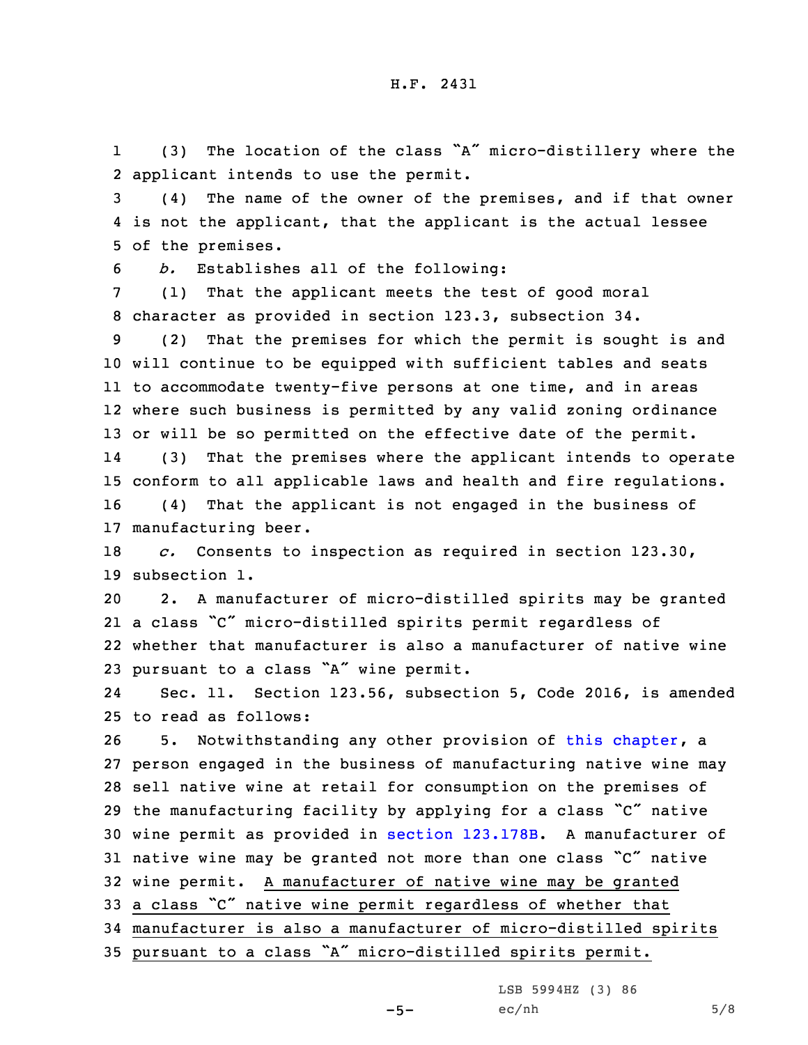(3) The location of the class "A" micro-distillery where the applicant intends to use the permit.

(4) The name of the owner of the premises, and if that owner is not the applicant, that the applicant is the actual lessee of the premises.

*b.* Establishes all of the following:

(1) That the applicant meets the test of good moral character as provided in section 123.3, subsection 34.

(2) That the premises for which the permit is sought is and will continue to be equipped with sufficient tables and seats to accommodate twenty-five persons at one time, and in areas where such business is permitted by any valid zoning ordinance or will be so permitted on the effective date of the permit.

(3) That the premises where the applicant intends to operate conform to all applicable laws and health and fire regulations.

(4) That the applicant is not engaged in the business of manufacturing beer.

*c.* Consents to inspection as required in section 123.30, subsection 1.

2. A manufacturer of micro-distilled spirits may be granted a class "C" micro-distilled spirits permit regardless of whether that manufacturer is also a manufacturer of native wine pursuant to a class "A" wine permit.

Sec. 11. Section 123.56, subsection 5, Code 2016, is amended to read as follows:

5. Notwithstanding any other provision of this chapter, a person engaged in the business of manufacturing native wine may sell native wine at retail for consumption on the premises of the manufacturing facility by applying for a class "C" native wine permit as provided in section 123.178B. A manufacturer of native wine may be granted not more than one class "C" native wine permit. A manufacturer of native wine may be granted a class "C" native wine permit regardless of whether that manufacturer is also a manufacturer of micro-distilled spirits pursuant to a class "A" micro-distilled spirits permit.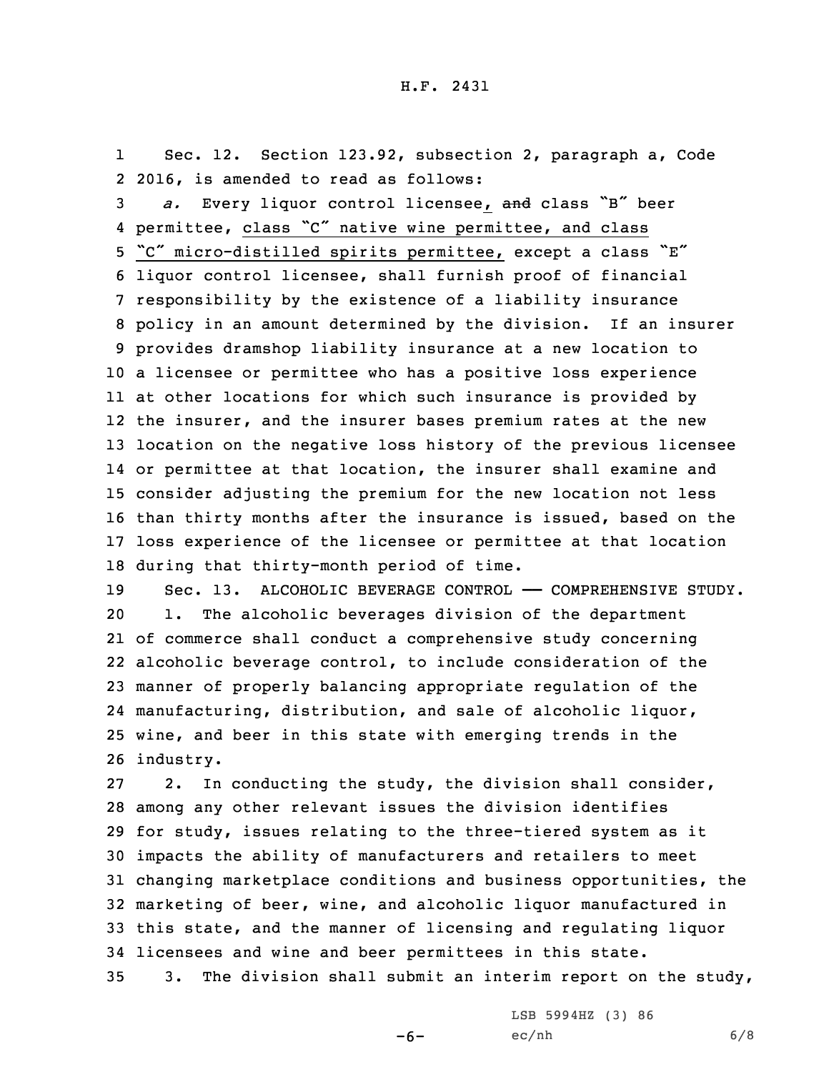Sec. 12. Section 123.92, subsection 2, paragraph a, Code 2016, is amended to read as follows:

*a.* Every liquor control licensee, ~~and~~ class "B" beer permittee, class "C" native wine permittee, and class "C" micro-distilled spirits permittee, except a class "E" liquor control licensee, shall furnish proof of financial responsibility by the existence of a liability insurance policy in an amount determined by the division. If an insurer provides dramshop liability insurance at a new location to a licensee or permittee who has a positive loss experience at other locations for which such insurance is provided by the insurer, and the insurer bases premium rates at the new location on the negative loss history of the previous licensee or permittee at that location, the insurer shall examine and consider adjusting the premium for the new location not less than thirty months after the insurance is issued, based on the loss experience of the licensee or permittee at that location during that thirty-month period of time.

Sec. 13. ALCOHOLIC BEVERAGE CONTROL —— COMPREHENSIVE STUDY.

1. The alcoholic beverages division of the department of commerce shall conduct a comprehensive study concerning alcoholic beverage control, to include consideration of the manner of properly balancing appropriate regulation of the manufacturing, distribution, and sale of alcoholic liquor, wine, and beer in this state with emerging trends in the industry.

2. In conducting the study, the division shall consider, among any other relevant issues the division identifies for study, issues relating to the three-tiered system as it impacts the ability of manufacturers and retailers to meet changing marketplace conditions and business opportunities, the marketing of beer, wine, and alcoholic liquor manufactured in this state, and the manner of licensing and regulating liquor licensees and wine and beer permittees in this state.

3. The division shall submit an interim report on the study,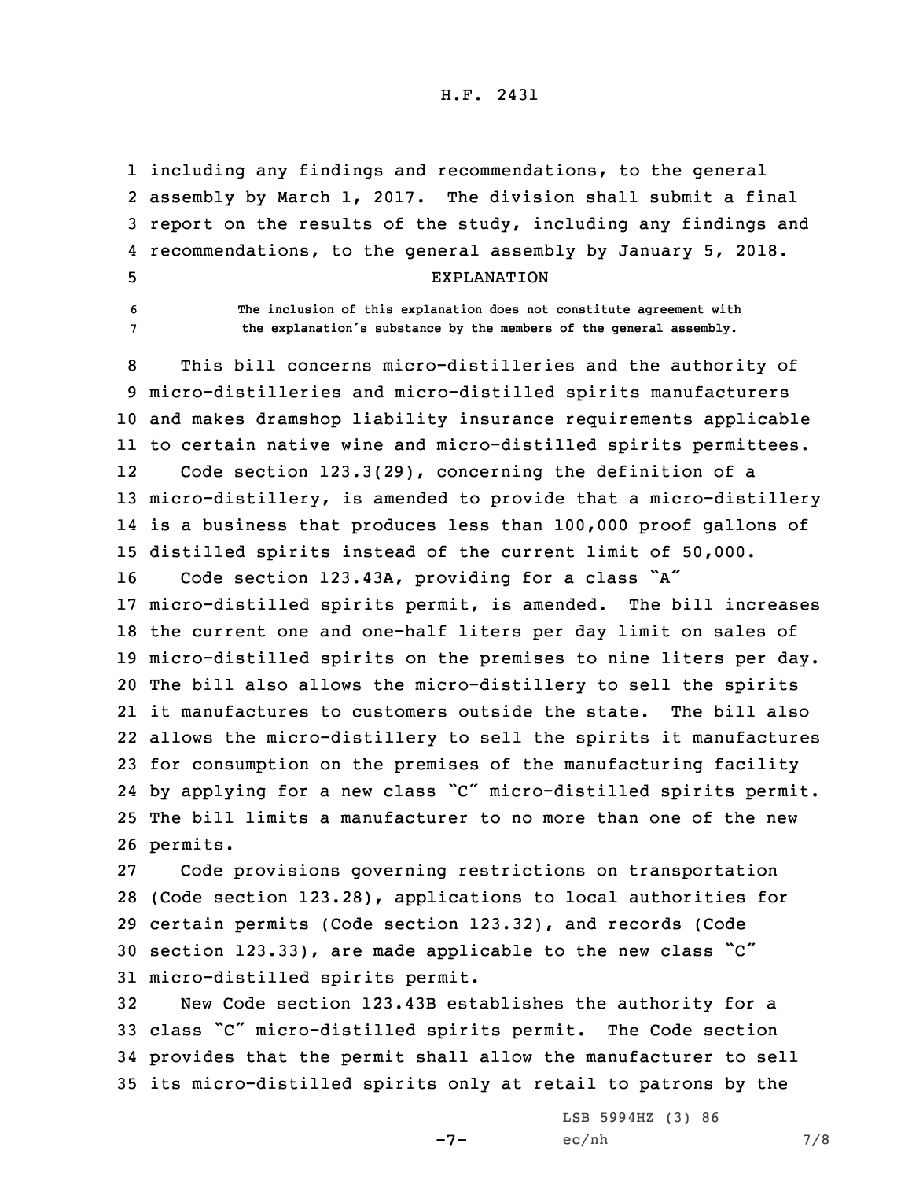including any findings and recommendations, to the general assembly by March 1, 2017. The division shall submit a final report on the results of the study, including any findings and recommendations, to the general assembly by January 5, 2018.

EXPLANATION

The inclusion of this explanation does not constitute agreement with the explanation's substance by the members of the general assembly.

This bill concerns micro-distilleries and the authority of micro-distilleries and micro-distilled spirits manufacturers and makes dramshop liability insurance requirements applicable to certain native wine and micro-distilled spirits permittees.

Code section 123.3(29), concerning the definition of a micro-distillery, is amended to provide that a micro-distillery is a business that produces less than 100,000 proof gallons of distilled spirits instead of the current limit of 50,000.

Code section 123.43A, providing for a class "A" micro-distilled spirits permit, is amended. The bill increases the current one and one-half liters per day limit on sales of micro-distilled spirits on the premises to nine liters per day. The bill also allows the micro-distillery to sell the spirits it manufactures to customers outside the state. The bill also allows the micro-distillery to sell the spirits it manufactures for consumption on the premises of the manufacturing facility by applying for a new class "C" micro-distilled spirits permit. The bill limits a manufacturer to no more than one of the new permits.

Code provisions governing restrictions on transportation (Code section 123.28), applications to local authorities for certain permits (Code section 123.32), and records (Code section 123.33), are made applicable to the new class "C" micro-distilled spirits permit.

New Code section 123.43B establishes the authority for a class "C" micro-distilled spirits permit. The Code section provides that the permit shall allow the manufacturer to sell its micro-distilled spirits only at retail to patrons by the

LSB 5994HZ (3) 86
ec/nh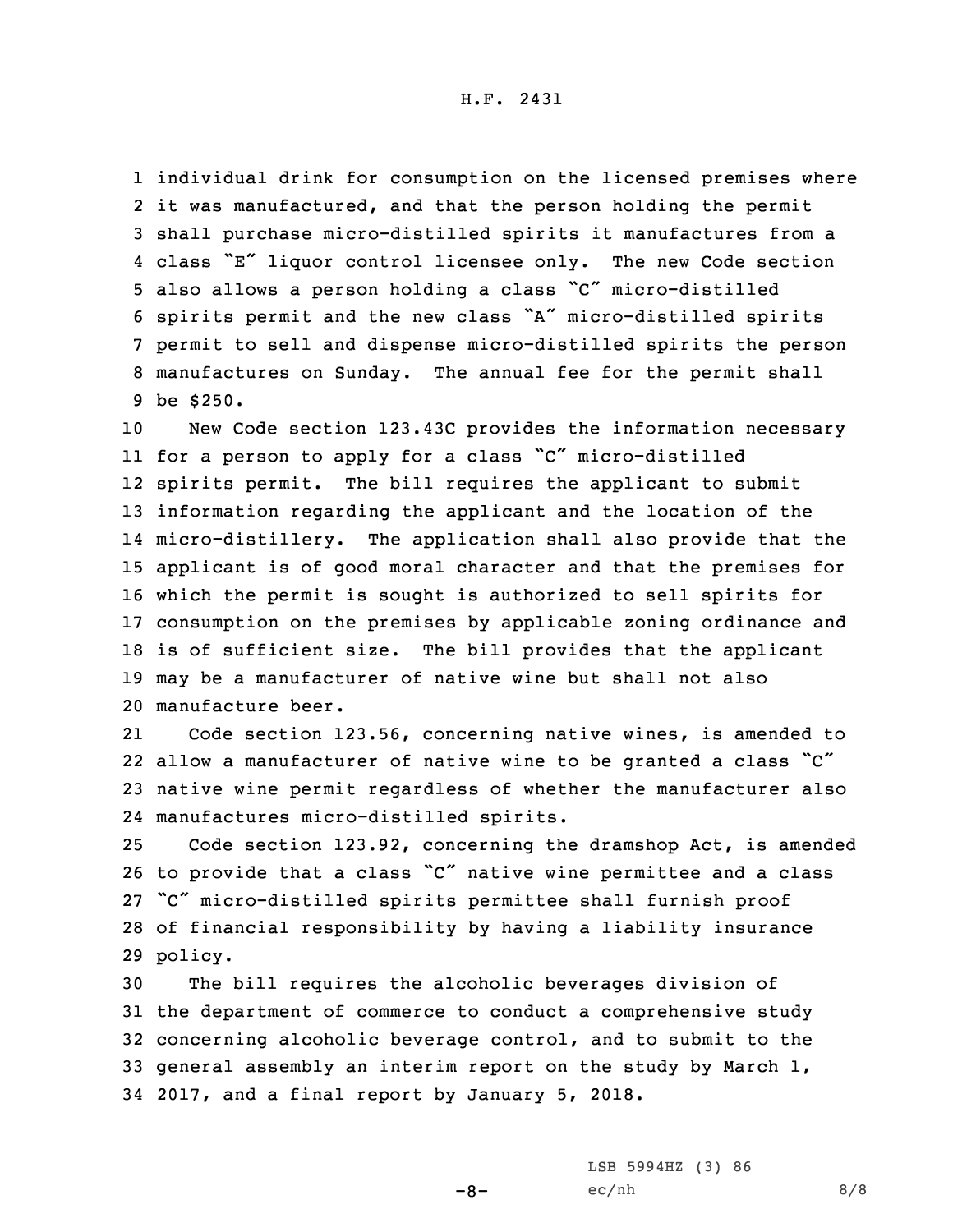individual drink for consumption on the licensed premises where it was manufactured, and that the person holding the permit shall purchase micro-distilled spirits it manufactures from a class "E" liquor control licensee only. The new Code section also allows a person holding a class "C" micro-distilled spirits permit and the new class "A" micro-distilled spirits permit to sell and dispense micro-distilled spirits the person manufactures on Sunday. The annual fee for the permit shall be $250.

New Code section 123.43C provides the information necessary for a person to apply for a class "C" micro-distilled spirits permit. The bill requires the applicant to submit information regarding the applicant and the location of the micro-distillery. The application shall also provide that the applicant is of good moral character and that the premises for which the permit is sought is authorized to sell spirits for consumption on the premises by applicable zoning ordinance and is of sufficient size. The bill provides that the applicant may be a manufacturer of native wine but shall not also manufacture beer.

Code section 123.56, concerning native wines, is amended to allow a manufacturer of native wine to be granted a class "C" native wine permit regardless of whether the manufacturer also manufactures micro-distilled spirits.

Code section 123.92, concerning the dramshop Act, is amended to provide that a class "C" native wine permittee and a class "C" micro-distilled spirits permittee shall furnish proof of financial responsibility by having a liability insurance policy.

The bill requires the alcoholic beverages division of the department of commerce to conduct a comprehensive study concerning alcoholic beverage control, and to submit to the general assembly an interim report on the study by March 1, 2017, and a final report by January 5, 2018.